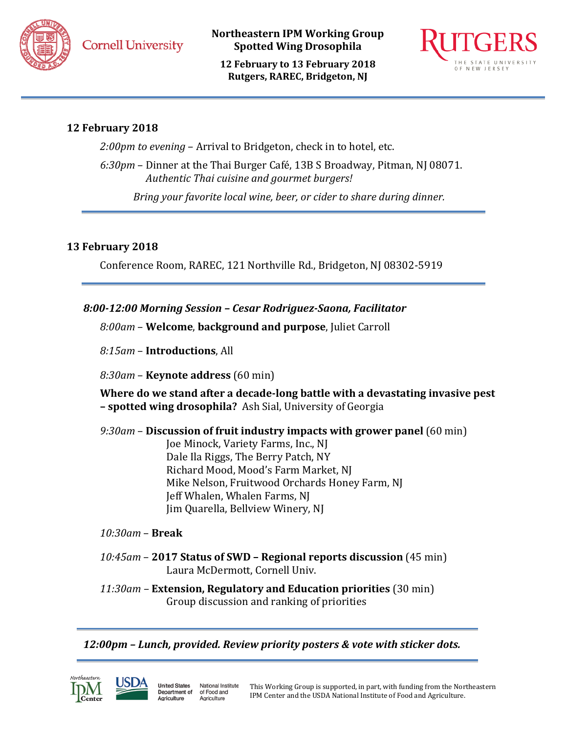**Northeastern IPM Working Group**
**Spotted Wing Drosophila**

**12 February to 13 February 2018**
**Rutgers, RAREC, Bridgeton, NJ**

---

## 12 February 2018

*2:00pm to evening* – Arrival to Bridgeton, check in to hotel, etc.

*6:30pm* – Dinner at the Thai Burger Café, 13B S Broadway, Pitman, NJ 08071.
*Authentic Thai cuisine and gourmet burgers!*

*Bring your favorite local wine, beer, or cider to share during dinner.*

---

## 13 February 2018

Conference Room, RAREC, 121 Northville Rd., Bridgeton, NJ 08302-5919

---

### *8:00-12:00 Morning Session – Cesar Rodriguez-Saona, Facilitator*

*8:00am* – **Welcome**, **background and purpose**, Juliet Carroll

*8:15am* – **Introductions**, All

*8:30am* – **Keynote address** (60 min)

**Where do we stand after a decade-long battle with a devastating invasive pest – spotted wing drosophila?** Ash Sial, University of Georgia

*9:30am* – **Discussion of fruit industry impacts with grower panel** (60 min)
Joe Minock, Variety Farms, Inc., NJ
Dale Ila Riggs, The Berry Patch, NY
Richard Mood, Mood's Farm Market, NJ
Mike Nelson, Fruitwood Orchards Honey Farm, NJ
Jeff Whalen, Whalen Farms, NJ
Jim Quarella, Bellview Winery, NJ

*10:30am* – **Break**

*10:45am* – **2017 Status of SWD – Regional reports discussion** (45 min)
Laura McDermott, Cornell Univ.

*11:30am* – **Extension, Regulatory and Education priorities** (30 min)
Group discussion and ranking of priorities

---

***12:00pm – Lunch, provided. Review priority posters & vote with sticker dots.***

---

This Working Group is supported, in part, with funding from the Northeastern IPM Center and the USDA National Institute of Food and Agriculture.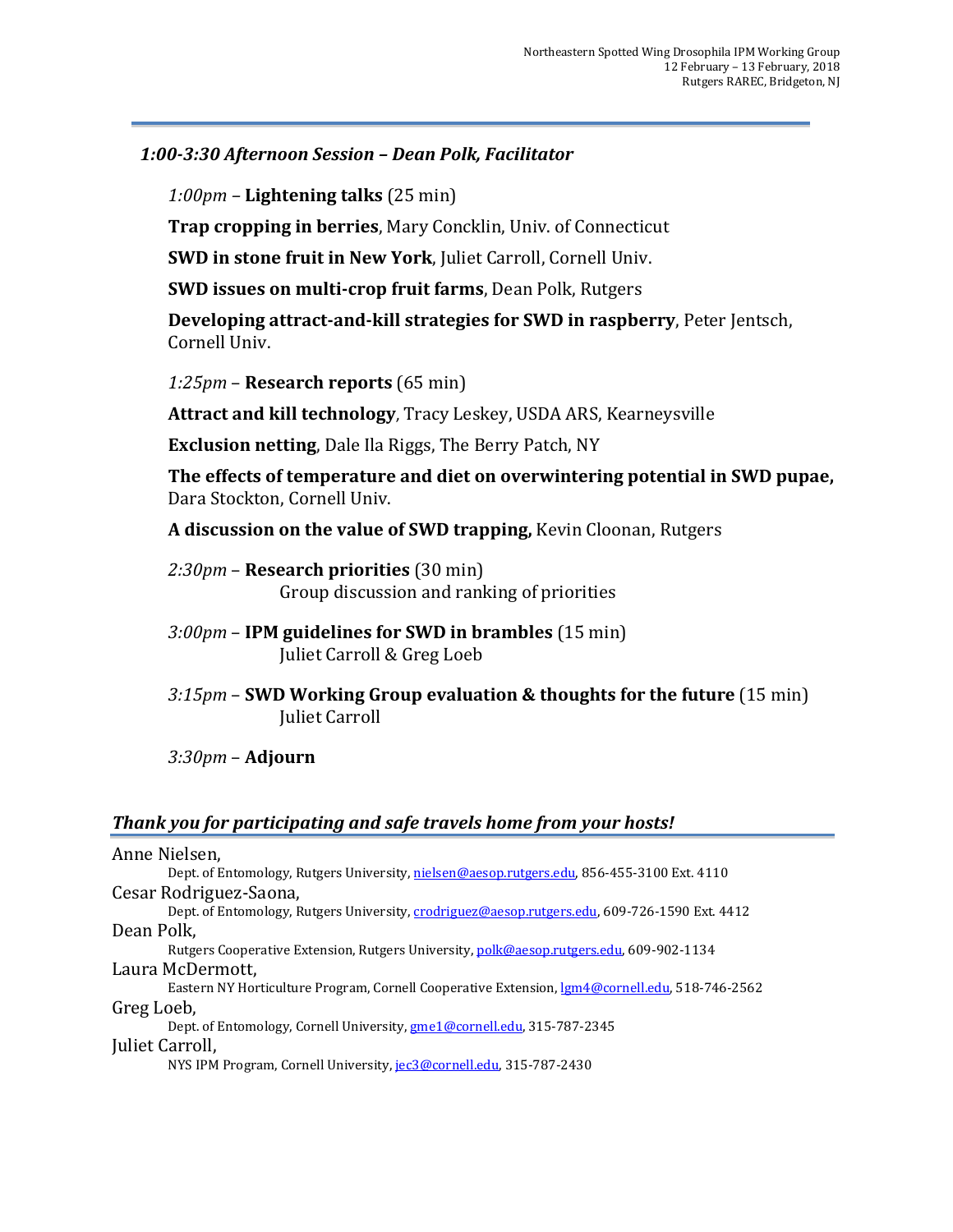*1:00-3:30 Afternoon Session – Dean Polk, Facilitator*

*1:00pm* – **Lightening talks** (25 min)

**Trap cropping in berries**, Mary Concklin, Univ. of Connecticut

**SWD in stone fruit in New York**, Juliet Carroll, Cornell Univ.

**SWD issues on multi-crop fruit farms**, Dean Polk, Rutgers

**Developing attract-and-kill strategies for SWD in raspberry**, Peter Jentsch, Cornell Univ.

*1:25pm* – **Research reports** (65 min)

**Attract and kill technology**, Tracy Leskey, USDA ARS, Kearneysville

**Exclusion netting**, Dale Ila Riggs, The Berry Patch, NY

**The effects of temperature and diet on overwintering potential in SWD pupae,** Dara Stockton, Cornell Univ.

**A discussion on the value of SWD trapping,** Kevin Cloonan, Rutgers

*2:30pm* – **Research priorities** (30 min)
Group discussion and ranking of priorities

*3:00pm* – **IPM guidelines for SWD in brambles** (15 min)
Juliet Carroll & Greg Loeb

*3:15pm* – **SWD Working Group evaluation & thoughts for the future** (15 min)
Juliet Carroll

*3:30pm* – **Adjourn**

## *Thank you for participating and safe travels home from your hosts!*

Anne Nielsen,
Dept. of Entomology, Rutgers University, nielsen@aesop.rutgers.edu, 856-455-3100 Ext. 4110

Cesar Rodriguez-Saona,
Dept. of Entomology, Rutgers University, crodriguez@aesop.rutgers.edu, 609-726-1590 Ext. 4412

Dean Polk,
Rutgers Cooperative Extension, Rutgers University, polk@aesop.rutgers.edu, 609-902-1134

Laura McDermott,
Eastern NY Horticulture Program, Cornell Cooperative Extension, lgm4@cornell.edu, 518-746-2562

Greg Loeb,
Dept. of Entomology, Cornell University, gme1@cornell.edu, 315-787-2345

Juliet Carroll,
NYS IPM Program, Cornell University, jec3@cornell.edu, 315-787-2430